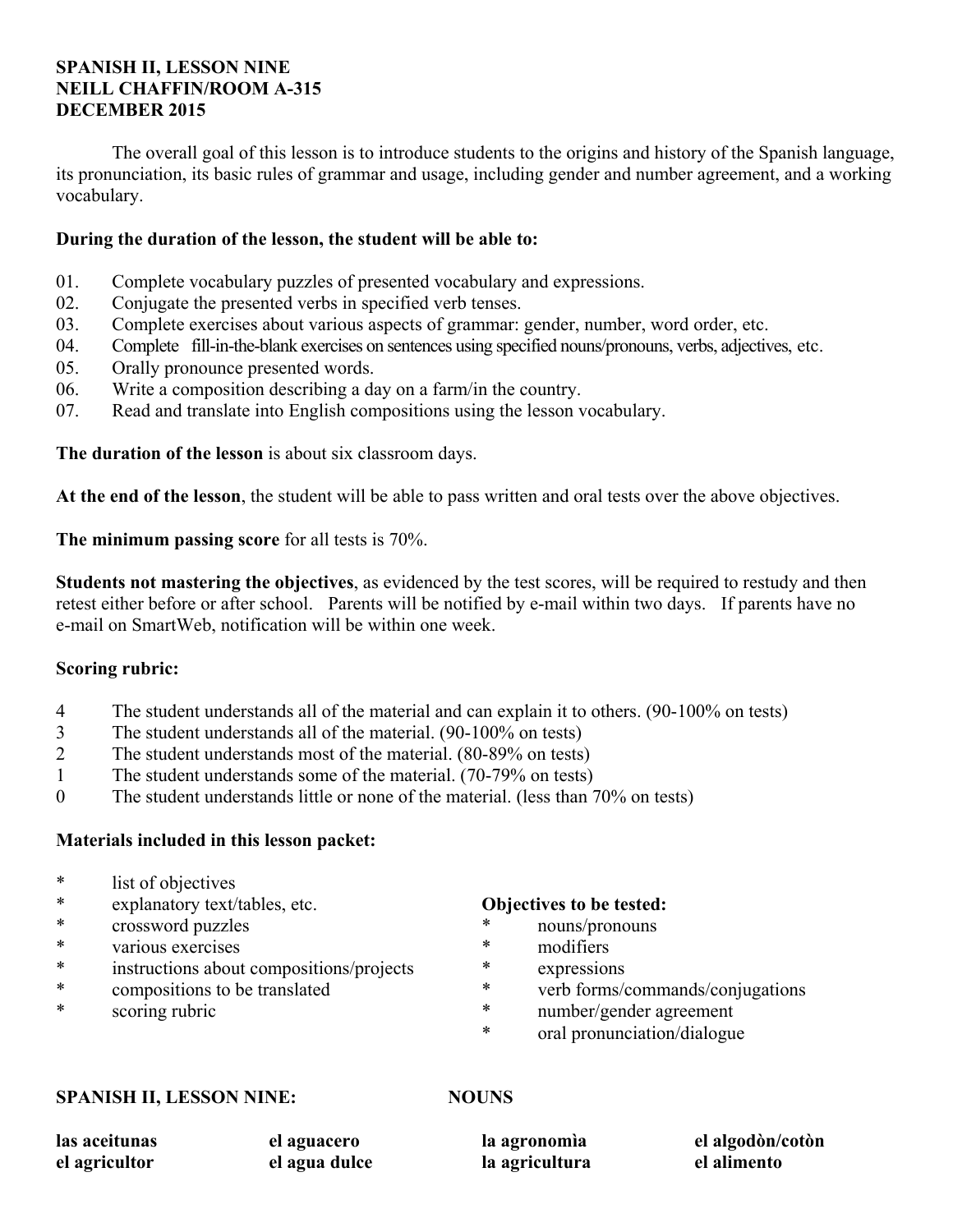**SPANISH II, LESSON NINE**
**NEILL CHAFFIN/ROOM A-315**
**DECEMBER 2015**

The overall goal of this lesson is to introduce students to the origins and history of the Spanish language, its pronunciation, its basic rules of grammar and usage, including gender and number agreement, and a working vocabulary.

**During the duration of the lesson, the student will be able to:**

01. Complete vocabulary puzzles of presented vocabulary and expressions.
02. Conjugate the presented verbs in specified verb tenses.
03. Complete exercises about various aspects of grammar: gender, number, word order, etc.
04. Complete fill-in-the-blank exercises on sentences using specified nouns/pronouns, verbs, adjectives, etc.
05. Orally pronounce presented words.
06. Write a composition describing a day on a farm/in the country.
07. Read and translate into English compositions using the lesson vocabulary.

**The duration of the lesson** is about six classroom days.

**At the end of the lesson**, the student will be able to pass written and oral tests over the above objectives.

**The minimum passing score** for all tests is 70%.

**Students not mastering the objectives**, as evidenced by the test scores, will be required to restudy and then retest either before or after school. Parents will be notified by e-mail within two days. If parents have no e-mail on SmartWeb, notification will be within one week.

**Scoring rubric:**

4 The student understands all of the material and can explain it to others. (90-100% on tests)
3 The student understands all of the material. (90-100% on tests)
2 The student understands most of the material. (80-89% on tests)
1 The student understands some of the material. (70-79% on tests)
0 The student understands little or none of the material. (less than 70% on tests)

**Materials included in this lesson packet:**

* list of objectives
* explanatory text/tables, etc.
* crossword puzzles
* various exercises
* instructions about compositions/projects
* compositions to be translated
* scoring rubric

**Objectives to be tested:**

* nouns/pronouns
* modifiers
* expressions
* verb forms/commands/conjugations
* number/gender agreement
* oral pronunciation/dialogue

**SPANISH II, LESSON NINE: NOUNS**

| | | | |
|---|---|---|---|
| **las aceitunas** | **el aguacero** | **la agronomìa** | **el algodòn/cotòn** |
| **el agricultor** | **el agua dulce** | **la agricultura** | **el alimento** |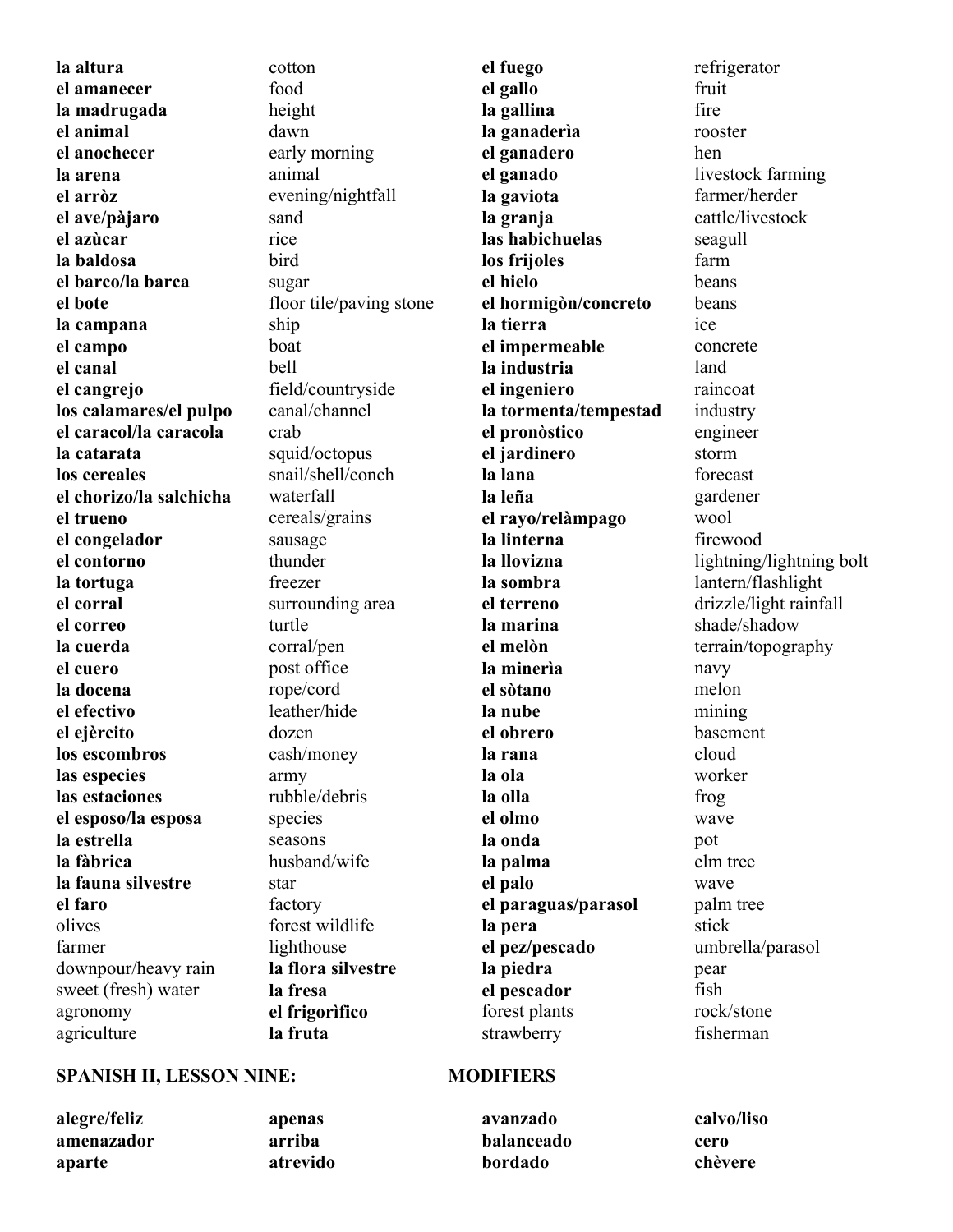| | | | |
|---|---|---|---|
| **la altura** | cotton | **el fuego** | refrigerator |
| **el amanecer** | food | **el gallo** | fruit |
| **la madrugada** | height | **la gallina** | fire |
| **el animal** | dawn | **la ganaderìa** | rooster |
| **el anochecer** | early morning | **el ganadero** | hen |
| **la arena** | animal | **el ganado** | livestock farming |
| **el arròz** | evening/nightfall | **la gaviota** | farmer/herder |
| **el ave/pàjaro** | sand | **la granja** | cattle/livestock |
| **el azùcar** | rice | **las habichuelas** | seagull |
| **la baldosa** | bird | **los frijoles** | farm |
| **el barco/la barca** | sugar | **el hielo** | beans |
| **el bote** | floor tile/paving stone | **el hormigòn/concreto** | beans |
| **la campana** | ship | **la tierra** | ice |
| **el campo** | boat | **el impermeable** | concrete |
| **el canal** | bell | **la industria** | land |
| **el cangrejo** | field/countryside | **el ingeniero** | raincoat |
| **los calamares/el pulpo** | canal/channel | **la tormenta/tempestad** | industry |
| **el caracol/la caracola** | crab | **el pronòstico** | engineer |
| **la catarata** | squid/octopus | **el jardinero** | storm |
| **los cereales** | snail/shell/conch | **la lana** | forecast |
| **el chorizo/la salchicha** | waterfall | **la leña** | gardener |
| **el trueno** | cereals/grains | **el rayo/relàmpago** | wool |
| **el congelador** | sausage | **la linterna** | firewood |
| **el contorno** | thunder | **la llovizna** | lightning/lightning bolt |
| **la tortuga** | freezer | **la sombra** | lantern/flashlight |
| **el corral** | surrounding area | **el terreno** | drizzle/light rainfall |
| **el correo** | turtle | **la marina** | shade/shadow |
| **la cuerda** | corral/pen | **el melòn** | terrain/topography |
| **el cuero** | post office | **la minerìa** | navy |
| **la docena** | rope/cord | **el sòtano** | melon |
| **el efectivo** | leather/hide | **la nube** | mining |
| **el ejèrcito** | dozen | **el obrero** | basement |
| **los escombros** | cash/money | **la rana** | cloud |
| **las especies** | army | **la ola** | worker |
| **las estaciones** | rubble/debris | **la olla** | frog |
| **el esposo/la esposa** | species | **el olmo** | wave |
| **la estrella** | seasons | **la onda** | pot |
| **la fàbrica** | husband/wife | **la palma** | elm tree |
| **la fauna silvestre** | star | **el palo** | wave |
| **el faro** | factory | **el paraguas/parasol** | palm tree |
| olives | forest wildlife | **la pera** | stick |
| farmer | lighthouse | **el pez/pescado** | umbrella/parasol |
| downpour/heavy rain | **la flora silvestre** | **la piedra** | pear |
| sweet (fresh) water | **la fresa** | **el pescador** | fish |
| agronomy | **el frigorìfico** | forest plants | rock/stone |
| agriculture | **la fruta** | strawberry | fisherman |

## SPANISH II, LESSON NINE: MODIFIERS

| | | | |
|---|---|---|---|
| **alegre/feliz** | **apenas** | **avanzado** | **calvo/liso** |
| **amenazador** | **arriba** | **balanceado** | **cero** |
| **aparte** | **atrevido** | **bordado** | **chèvere** |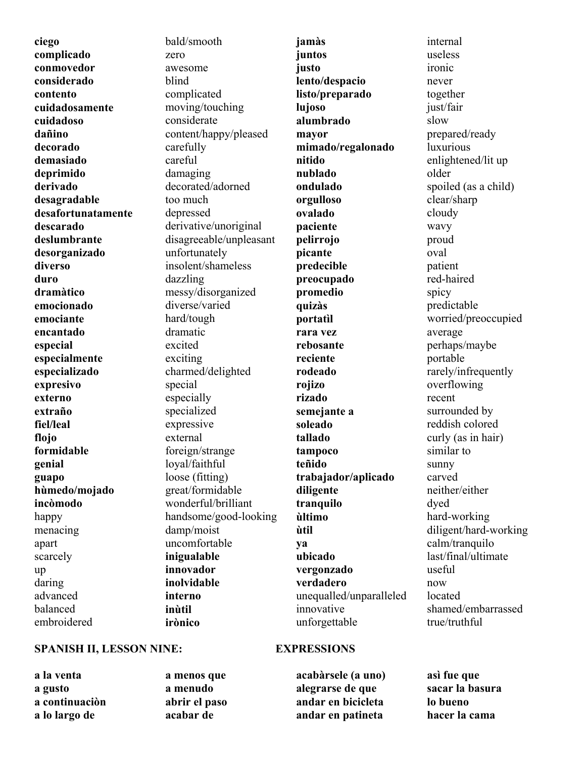| | | | |
|---|---|---|---|
| **ciego** | bald/smooth | **jamàs** | internal |
| **complicado** | zero | **juntos** | useless |
| **conmovedor** | awesome | **justo** | ironic |
| **considerado** | blind | **lento/despacio** | never |
| **contento** | complicated | **listo/preparado** | together |
| **cuidadosamente** | moving/touching | **lujoso** | just/fair |
| **cuidadoso** | considerate | **alumbrado** | slow |
| **dañino** | content/happy/pleased | **mayor** | prepared/ready |
| **decorado** | carefully | **mimado/regalonado** | luxurious |
| **demasiado** | careful | **nitido** | enlightened/lit up |
| **deprimido** | damaging | **nublado** | older |
| **derivado** | decorated/adorned | **ondulado** | spoiled (as a child) |
| **desagradable** | too much | **orgulloso** | clear/sharp |
| **desafortunatamente** | depressed | **ovalado** | cloudy |
| **descarado** | derivative/unoriginal | **paciente** | wavy |
| **deslumbrante** | disagreeable/unpleasant | **pelirrojo** | proud |
| **desorganizado** | unfortunately | **picante** | oval |
| **diverso** | insolent/shameless | **predecible** | patient |
| **duro** | dazzling | **preocupado** | red-haired |
| **dramàtico** | messy/disorganized | **promedio** | spicy |
| **emocionado** | diverse/varied | **quizàs** | predictable |
| **emociante** | hard/tough | **portatìl** | worried/preoccupied |
| **encantado** | dramatic | **rara vez** | average |
| **especial** | excited | **rebosante** | perhaps/maybe |
| **especialmente** | exciting | **reciente** | portable |
| **especializado** | charmed/delighted | **rodeado** | rarely/infrequently |
| **expresivo** | special | **rojizo** | overflowing |
| **externo** | especially | **rizado** | recent |
| **extraño** | specialized | **semejante a** | surrounded by |
| **fiel/leal** | expressive | **soleado** | reddish colored |
| **flojo** | external | **tallado** | curly (as in hair) |
| **formidable** | foreign/strange | **tampoco** | similar to |
| **genial** | loyal/faithful | **teñido** | sunny |
| **guapo** | loose (fitting) | **trabajador/aplicado** | carved |
| **hùmedo/mojado** | great/formidable | **diligente** | neither/either |
| **incòmodo** | wonderful/brilliant | **tranquilo** | dyed |
| happy | handsome/good-looking | **ùltimo** | hard-working |
| menacing | damp/moist | **ùtil** | diligent/hard-working |
| apart | uncomfortable | **ya** | calm/tranquilo |
| scarcely | **inigualable** | **ubicado** | last/final/ultimate |
| up | **innovador** | **vergonzado** | useful |
| daring | **inolvidable** | **verdadero** | now |
| advanced | **interno** | unequalled/unparalleled | located |
| balanced | **inùtil** | innovative | shamed/embarrassed |
| embroidered | **irònico** | unforgettable | true/truthful |

## SPANISH II, LESSON NINE: EXPRESSIONS

| | | | |
|---|---|---|---|
| **a la venta** | **a menos que** | **acabàrsele (a uno)** | **asì fue que** |
| **a gusto** | **a menudo** | **alegrarse de que** | **sacar la basura** |
| **a continuaciòn** | **abrir el paso** | **andar en bicicleta** | **lo bueno** |
| **a lo largo de** | **acabar de** | **andar en patineta** | **hacer la cama** |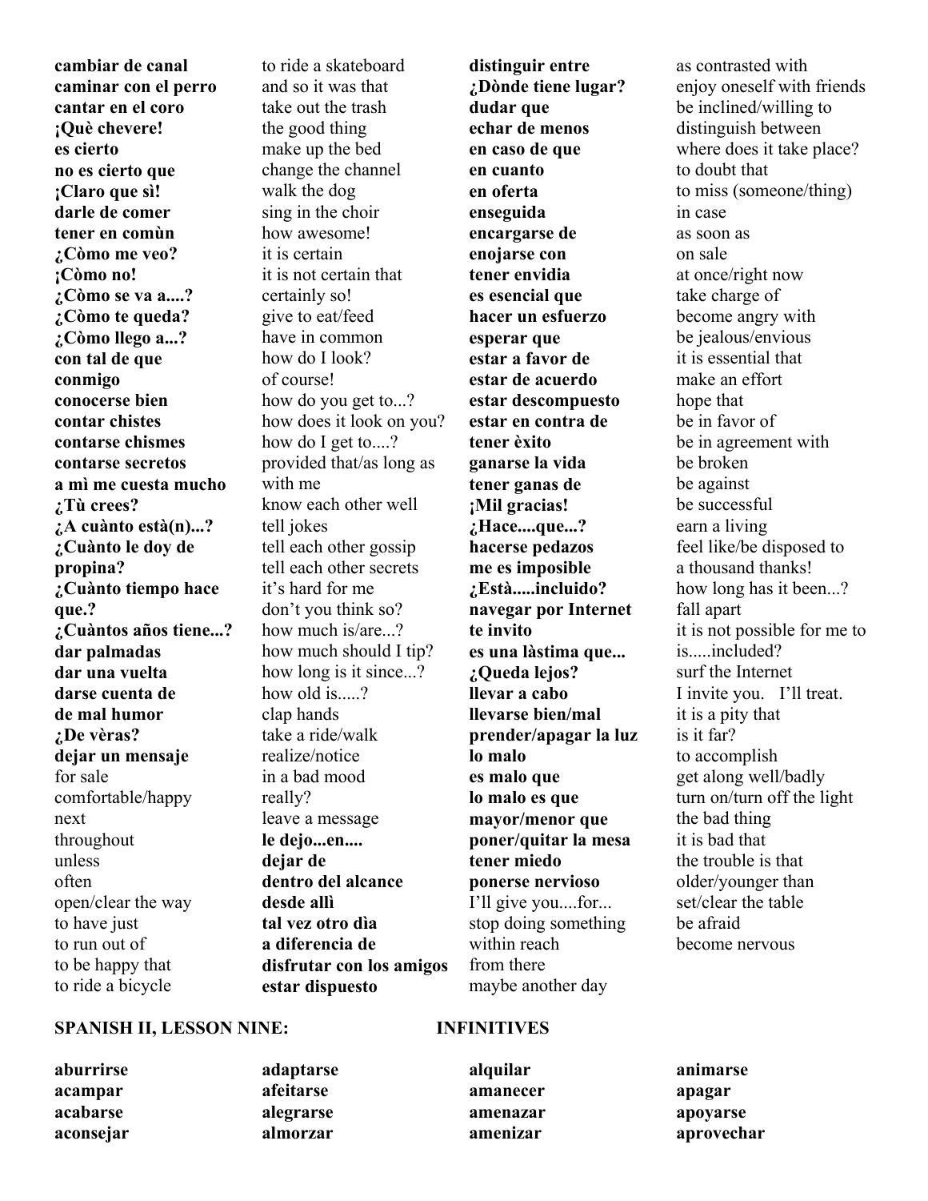**cambiar de canal**
**caminar con el perro**
**cantar en el coro**
**¡Què chevere!**
**es cierto**
**no es cierto que**
**¡Claro que sì!**
**darle de comer**
**tener en comùn**
**¿Còmo me veo?**
**¡Còmo no!**
**¿Còmo se va a....?**
**¿Còmo te queda?**
**¿Còmo llego a...?**
**con tal de que**
**conmigo**
**conocerse bien**
**contar chistes**
**contarse chismes**
**contarse secretos**
**a mì me cuesta mucho**
**¿Tù crees?**
**¿A cuànto està(n)...?**
**¿Cuànto le doy de propina?**
**¿Cuànto tiempo hace que.?**
**¿Cuàntos años tiene...?**
**dar palmadas**
**dar una vuelta**
**darse cuenta de**
**de mal humor**
**¿De vèras?**
**dejar un mensaje**
for sale
comfortable/happy
next
throughout
unless
often
open/clear the way
to have just
to run out of
to be happy that
to ride a bicycle
to ride a skateboard
and so it was that
take out the trash
the good thing
make up the bed
change the channel
walk the dog
sing in the choir
how awesome!
it is certain
it is not certain that
certainly so!
give to eat/feed
have in common
how do I look?
of course!
how do you get to...?
how does it look on you?
how do I get to....?
provided that/as long as
with me
know each other well
tell jokes
tell each other gossip
tell each other secrets
it's hard for me
don't you think so?
how much is/are...?
how much should I tip?
how long is it since...?
how old is.....?
clap hands
take a ride/walk
realize/notice
in a bad mood
really?
leave a message
**le dejo...en....**
**dejar de**
**dentro del alcance**
**desde allì**
**tal vez otro dìa**
**a diferencia de**
**disfrutar con los amigos**
**estar dispuesto**
**distinguir entre**
**¿Dònde tiene lugar?**
**dudar que**
**echar de menos**
**en caso de que**
**en cuanto**
**en oferta**
**enseguida**
**encargarse de**
**enojarse con**
**tener envidia**
**es esencial que**
**hacer un esfuerzo**
**esperar que**
**estar a favor de**
**estar de acuerdo**
**estar descompuesto**
**estar en contra de**
**tener èxito**
**ganarse la vida**
**tener ganas de**
**¡Mil gracias!**
**¿Hace....que...?**
**hacerse pedazos**
**me es imposible**
**¿Està.....incluido?**
**navegar por Internet**
**te invito**
**es una làstima que...**
**¿Queda lejos?**
**llevar a cabo**
**llevarse bien/mal**
**prender/apagar la luz**
**lo malo**
**es malo que**
**lo malo es que**
**mayor/menor que**
**poner/quitar la mesa**
**tener miedo**
**ponerse nervioso**
I'll give you....for...
stop doing something
within reach
from there
maybe another day
as contrasted with
enjoy oneself with friends
be inclined/willing to
distinguish between
where does it take place?
to doubt that
to miss (someone/thing)
in case
as soon as
on sale
at once/right now
take charge of
become angry with
be jealous/envious
it is essential that
make an effort
hope that
be in favor of
be in agreement with
be broken
be against
be successful
earn a living
feel like/be disposed to
a thousand thanks!
how long has it been...?
fall apart
it is not possible for me to
is.....included?
surf the Internet
I invite you. I'll treat.
it is a pity that
is it far?
to accomplish
get along well/badly
turn on/turn off the light
the bad thing
it is bad that
the trouble is that
older/younger than
set/clear the table
be afraid
become nervous

## SPANISH II, LESSON NINE: INFINITIVES

**aburrirse**
**acampar**
**acabarse**
**aconsejar**
**adaptarse**
**afeitarse**
**alegrarse**
**almorzar**
**alquilar**
**amanecer**
**amenazar**
**amenizar**
**animarse**
**apagar**
**apoyarse**
**aprovechar**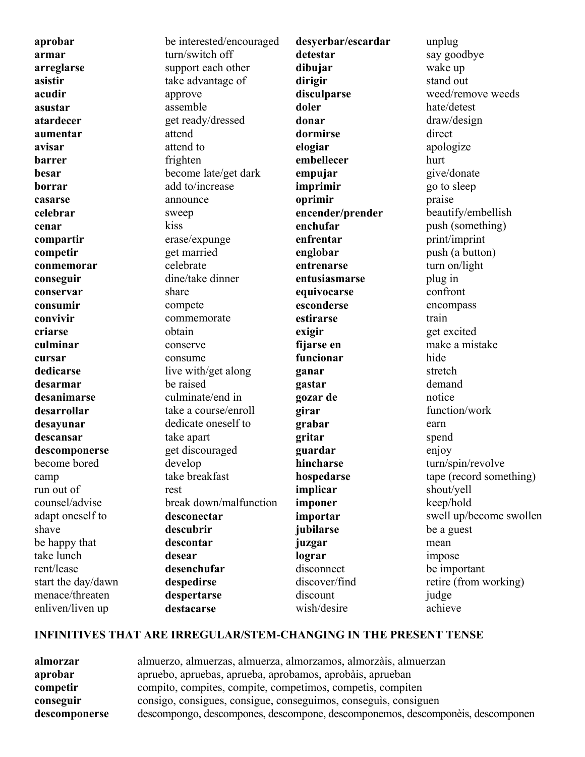| **aprobar** | be interested/encouraged | **desyerbar/escardar** | unplug |
| --- | --- | --- | --- |
| **armar** | turn/switch off | **detestar** | say goodbye |
| **arreglarse** | support each other | **dibujar** | wake up |
| **asistir** | take advantage of | **dirigir** | stand out |
| **acudir** | approve | **disculparse** | weed/remove weeds |
| **asustar** | assemble | **doler** | hate/detest |
| **atardecer** | get ready/dressed | **donar** | draw/design |
| **aumentar** | attend | **dormirse** | direct |
| **avisar** | attend to | **elogiar** | apologize |
| **barrer** | frighten | **embellecer** | hurt |
| **besar** | become late/get dark | **empujar** | give/donate |
| **borrar** | add to/increase | **imprimir** | go to sleep |
| **casarse** | announce | **oprimir** | praise |
| **celebrar** | sweep | **encender/prender** | beautify/embellish |
| **cenar** | kiss | **enchufar** | push (something) |
| **compartir** | erase/expunge | **enfrentar** | print/imprint |
| **competir** | get married | **englobar** | push (a button) |
| **conmemorar** | celebrate | **entrenarse** | turn on/light |
| **conseguir** | dine/take dinner | **entusiasmarse** | plug in |
| **conservar** | share | **equivocarse** | confront |
| **consumir** | compete | **esconderse** | encompass |
| **convivir** | commemorate | **estirarse** | train |
| **criarse** | obtain | **exigir** | get excited |
| **culminar** | conserve | **fijarse en** | make a mistake |
| **cursar** | consume | **funcionar** | hide |
| **dedicarse** | live with/get along | **ganar** | stretch |
| **desarmar** | be raised | **gastar** | demand |
| **desanimarse** | culminate/end in | **gozar de** | notice |
| **desarrollar** | take a course/enroll | **girar** | function/work |
| **desayunar** | dedicate oneself to | **grabar** | earn |
| **descansar** | take apart | **gritar** | spend |
| **descomponerse** | get discouraged | **guardar** | enjoy |
| become bored | develop | **hincharse** | turn/spin/revolve |
| camp | take breakfast | **hospedarse** | tape (record something) |
| run out of | rest | **implicar** | shout/yell |
| counsel/advise | break down/malfunction | **imponer** | keep/hold |
| adapt oneself to | **desconectar** | **importar** | swell up/become swollen |
| shave | **descubrir** | **jubilarse** | be a guest |
| be happy that | **descontar** | **juzgar** | mean |
| take lunch | **desear** | **lograr** | impose |
| rent/lease | **desenchufar** | disconnect | be important |
| start the day/dawn | **despedirse** | discover/find | retire (from working) |
| menace/threaten | **despertarse** | discount | judge |
| enliven/liven up | **destacarse** | wish/desire | achieve |

## INFINITIVES THAT ARE IRREGULAR/STEM-CHANGING IN THE PRESENT TENSE

| **almorzar** | almuerzo, almuerzas, almuerza, almorzamos, almorzàis, almuerzan |
| --- | --- |
| **aprobar** | apruebo, apruebas, aprueba, aprobamos, aprobàis, aprueban |
| **competir** | compito, compites, compite, competimos, competìs, compiten |
| **conseguir** | consigo, consigues, consigue, conseguimos, conseguìs, consiguen |
| **descomponerse** | descompongo, descompones, descompone, descomponemos, descomponèis, descomponen |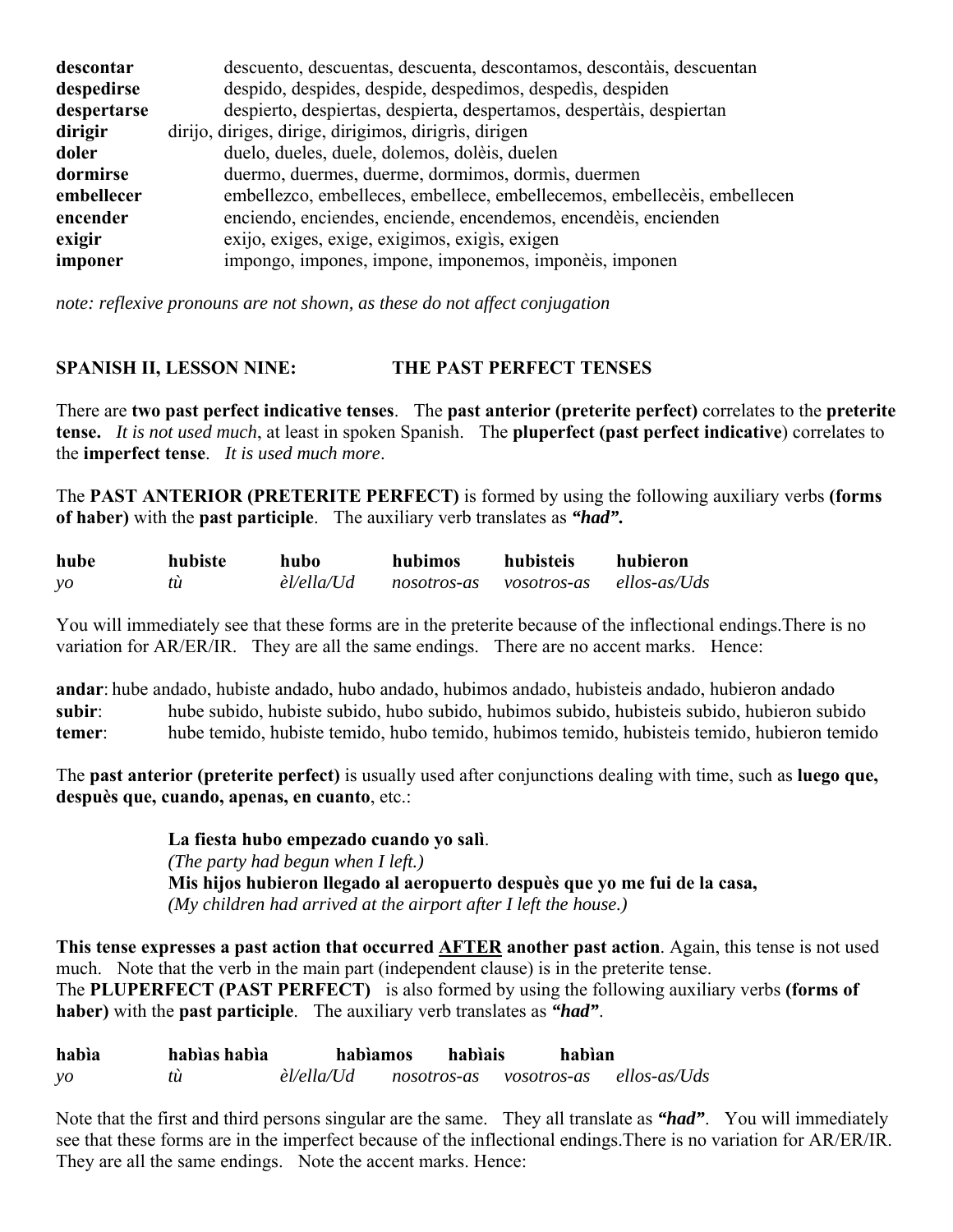| | |
|---|---|
| **descontar** | descuento, descuentas, descuenta, descontamos, descontàis, descuentan |
| **despedirse** | despido, despides, despide, despedimos, despedìs, despiden |
| **despertarse** | despierto, despiertas, despierta, despertamos, despertàis, despiertan |
| **dirigir** | dirijo, diriges, dirige, dirigimos, dirigrìs, dirigen |
| **doler** | duelo, dueles, duele, dolemos, dolèis, duelen |
| **dormirse** | duermo, duermes, duerme, dormimos, dormìs, duermen |
| **embellecer** | embellezco, embelleces, embellece, embellecemos, embellecèis, embellecen |
| **encender** | enciendo, enciendes, enciende, encendemos, encendèis, encienden |
| **exigir** | exijo, exiges, exige, exigimos, exigìs, exigen |
| **imponer** | impongo, impones, impone, imponemos, imponèis, imponen |

*note: reflexive pronouns are not shown, as these do not affect conjugation*

## SPANISH II, LESSON NINE: THE PAST PERFECT TENSES

There are **two past perfect indicative tenses**. The **past anterior (preterite perfect)** correlates to the **preterite tense.** *It is not used much*, at least in spoken Spanish. The **pluperfect (past perfect indicative**) correlates to the **imperfect tense**. *It is used much more*.

The **PAST ANTERIOR (PRETERITE PERFECT)** is formed by using the following auxiliary verbs **(forms of haber)** with the **past participle**. The auxiliary verb translates as ***"had".***

| **hube** | **hubiste** | **hubo** | **hubimos** | **hubisteis** | **hubieron** |
|---|---|---|---|---|---|
| *yo* | *tù* | *èl/ella/Ud* | *nosotros-as* | *vosotros-as* | *ellos-as/Uds* |

You will immediately see that these forms are in the preterite because of the inflectional endings.There is no variation for AR/ER/IR. They are all the same endings. There are no accent marks. Hence:

**andar**: hube andado, hubiste andado, hubo andado, hubimos andado, hubisteis andado, hubieron andado
**subir**: hube subido, hubiste subido, hubo subido, hubimos subido, hubisteis subido, hubieron subido
**temer**: hube temido, hubiste temido, hubo temido, hubimos temido, hubisteis temido, hubieron temido

The **past anterior (preterite perfect)** is usually used after conjunctions dealing with time, such as **luego que, despuès que, cuando, apenas, en cuanto**, etc.:

> **La fiesta hubo empezado cuando yo salì**.
> *(The party had begun when I left.)*
> **Mis hijos hubieron llegado al aeropuerto despuès que yo me fui de la casa,**
> *(My children had arrived at the airport after I left the house.)*

**This tense expresses a past action that occurred <u>AFTER</u> another past action**. Again, this tense is not used much. Note that the verb in the main part (independent clause) is in the preterite tense.
The **PLUPERFECT (PAST PERFECT)** is also formed by using the following auxiliary verbs **(forms of haber)** with the **past participle**. The auxiliary verb translates as ***"had"***.

| **habìa** | **habìas** | **habìa** | **habìamos** | **habìais** | **habìan** |
|---|---|---|---|---|---|
| *yo* | *tù* | *èl/ella/Ud* | *nosotros-as* | *vosotros-as* | *ellos-as/Uds* |

Note that the first and third persons singular are the same. They all translate as ***"had"***. You will immediately see that these forms are in the imperfect because of the inflectional endings.There is no variation for AR/ER/IR. They are all the same endings. Note the accent marks. Hence: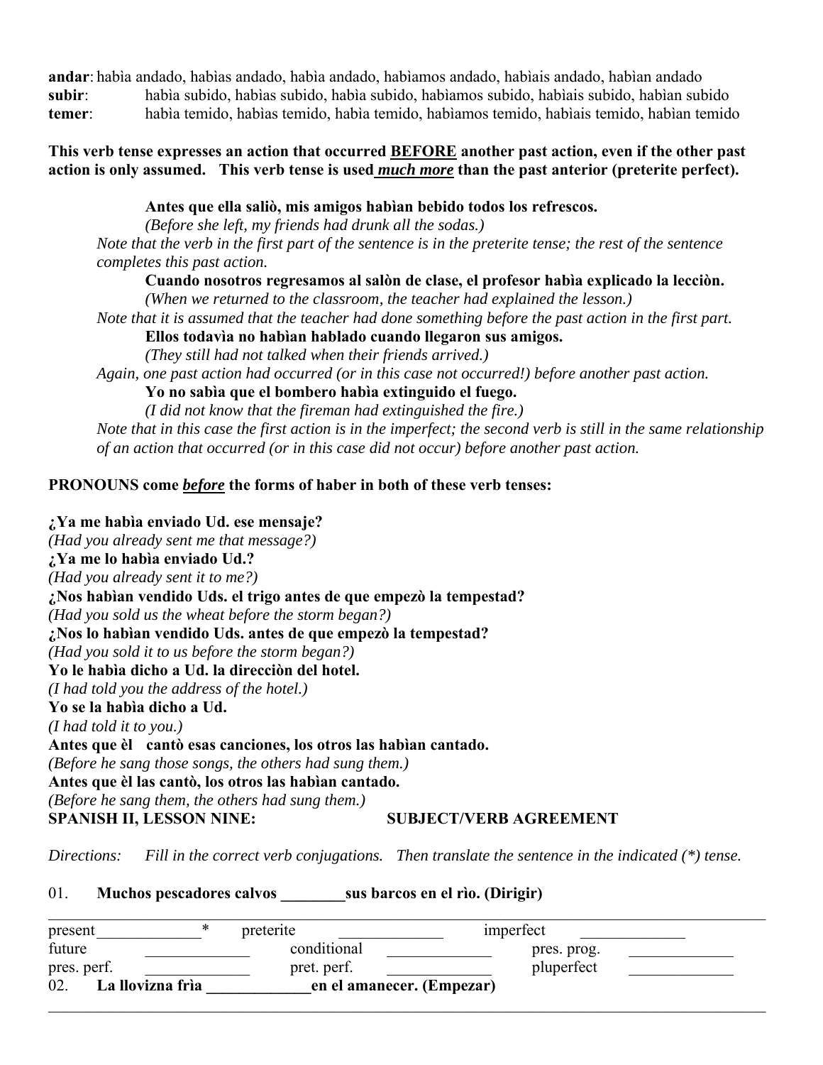**andar**: habìa andado, habìas andado, habìa andado, habìamos andado, habìais andado, habìan andado
**subir**: habìa subido, habìas subido, habìa subido, habìamos subido, habìais subido, habìan subido
**temer**: habìa temido, habìas temido, habìa temido, habìamos temido, habìais temido, habìan temido

**This verb tense expresses an action that occurred <u>BEFORE</u> another past action, even if the other past action is only assumed. This verb tense is used <u>*much more*</u> than the past anterior (preterite perfect).**

> **Antes que ella saliò, mis amigos habìan bebido todos los refrescos.**
> *(Before she left, my friends had drunk all the sodas.)*

*Note that the verb in the first part of the sentence is in the preterite tense; the rest of the sentence completes this past action.*

> **Cuando nosotros regresamos al salòn de clase, el profesor habìa explicado la lecciòn.**
> *(When we returned to the classroom, the teacher had explained the lesson.)*

*Note that it is assumed that the teacher had done something before the past action in the first part.*

> **Ellos todavìa no habìan hablado cuando llegaron sus amigos.**
> *(They still had not talked when their friends arrived.)*

*Again, one past action had occurred (or in this case not occurred!) before another past action.*

> **Yo no sabìa que el bombero habìa extinguido el fuego.**
> *(I did not know that the fireman had extinguished the fire.)*

*Note that in this case the first action is in the imperfect; the second verb is still in the same relationship of an action that occurred (or in this case did not occur) before another past action.*

**PRONOUNS come *<u>before</u>* the forms of haber in both of these verb tenses:**

**¿Ya me habìa enviado Ud. ese mensaje?**
*(Had you already sent me that message?)*
**¿Ya me lo habìa enviado Ud.?**
*(Had you already sent it to me?)*
**¿Nos habìan vendido Uds. el trigo antes de que empezò la tempestad?**
*(Had you sold us the wheat before the storm began?)*
**¿Nos lo habìan vendido Uds. antes de que empezò la tempestad?**
*(Had you sold it to us before the storm began?)*
**Yo le habìa dicho a Ud. la direcciòn del hotel.**
*(I had told you the address of the hotel.)*
**Yo se la habìa dicho a Ud.**
*(I had told it to you.)*
**Antes que èl cantò esas canciones, los otros las habìan cantado.**
*(Before he sang those songs, the others had sung them.)*
**Antes que èl las cantò, los otros las habìan cantado.**
*(Before he sang them, the others had sung them.)*

**SPANISH II, LESSON NINE: SUBJECT/VERB AGREEMENT**

*Directions: Fill in the correct verb conjugations. Then translate the sentence in the indicated (*) tense.*

01. **Muchos pescadores calvos ________sus barcos en el rìo. (Dirigir)**

______________________________________________________________________________

| | | | | | |
|---|---|---|---|---|---|
| present_____________* | | preterite | _____________ | imperfect | _____________ |
| future | _____________ | conditional | _____________ | pres. prog. | _____________ |
| pres. perf. | _____________ | pret. perf. | _____________ | pluperfect | _____________ |

02. **La llovizna frìa _____________en el amanecer. (Empezar)**

______________________________________________________________________________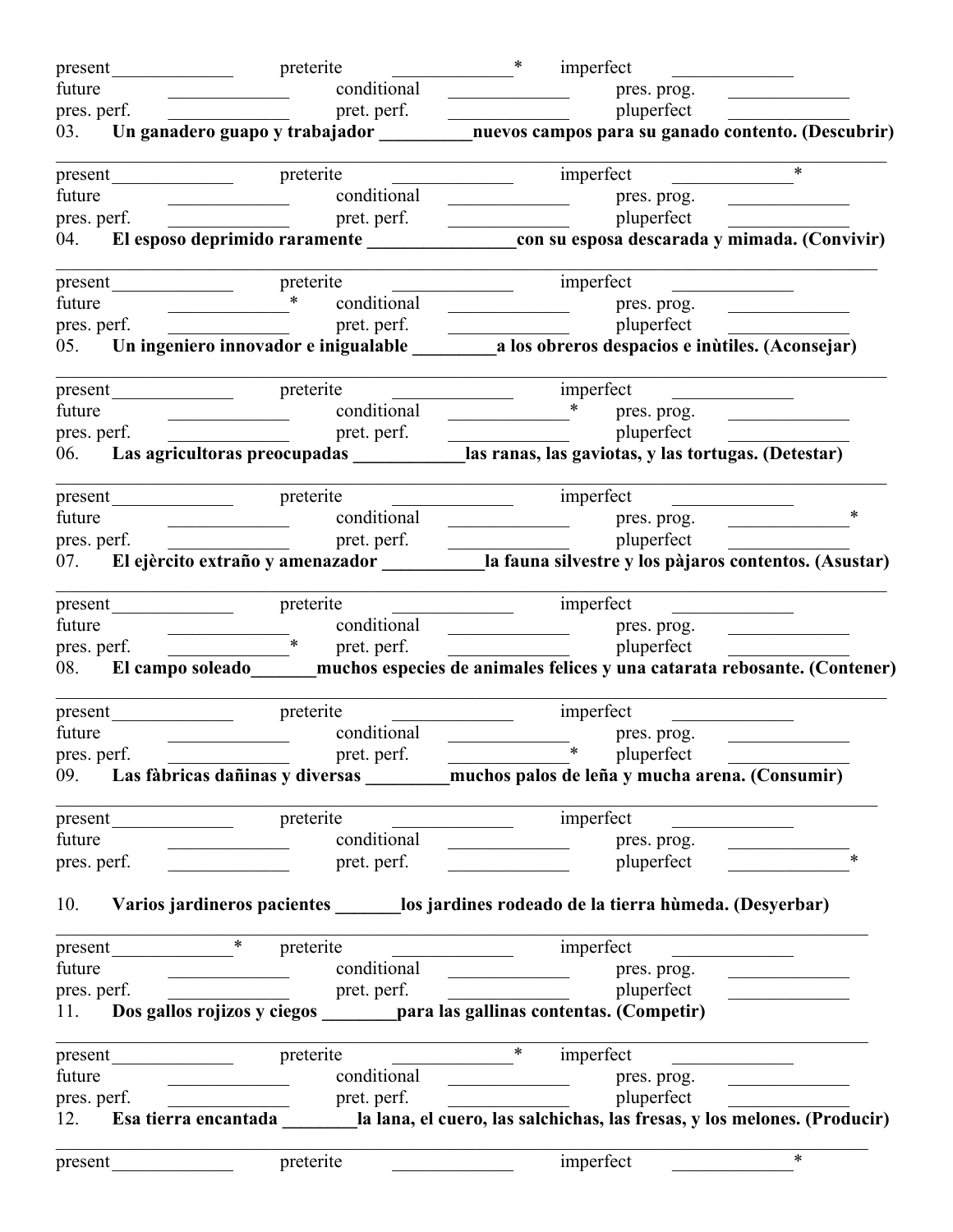present_____________ preterite _____________* imperfect _____________
future _____________ conditional _____________ pres. prog. _____________
pres. perf. _____________ pret. perf. _____________ pluperfect _____________

03. **Un ganadero guapo y trabajador __________nuevos campos para su ganado contento. (Descubrir)**

---

present_____________ preterite _____________ imperfect _____________*
future _____________ conditional _____________ pres. prog. _____________
pres. perf. _____________ pret. perf. _____________ pluperfect _____________

04. **El esposo deprimido raramente ________________con su esposa descarada y mimada. (Convivir)**

---

present_____________ preterite _____________ imperfect _____________
future _____________* conditional _____________ pres. prog. _____________
pres. perf. _____________ pret. perf. _____________ pluperfect _____________

05. **Un ingeniero innovador e inigualable _________a los obreros despacios e inùtiles. (Aconsejar)**

---

present_____________ preterite _____________ imperfect _____________
future _____________ conditional _____________* pres. prog. _____________
pres. perf. _____________ pret. perf. _____________ pluperfect _____________

06. **Las agricultoras preocupadas ____________las ranas, las gaviotas, y las tortugas. (Detestar)**

---

present_____________ preterite _____________ imperfect _____________
future _____________ conditional _____________ pres. prog. _____________*
pres. perf. _____________ pret. perf. _____________ pluperfect _____________

07. **El ejèrcito extraño y amenazador ___________la fauna silvestre y los pàjaros contentos. (Asustar)**

---

present_____________ preterite _____________ imperfect _____________
future _____________ conditional _____________ pres. prog. _____________
pres. perf. _____________* pret. perf. _____________ pluperfect _____________

08. **El campo soleado_______muchos especies de animales felices y una catarata rebosante. (Contener)**

---

present_____________ preterite _____________ imperfect _____________
future _____________ conditional _____________ pres. prog. _____________
pres. perf. _____________ pret. perf. _____________* pluperfect _____________

09. **Las fàbricas dañinas y diversas _________muchos palos de leña y mucha arena. (Consumir)**

---

present_____________ preterite _____________ imperfect _____________
future _____________ conditional _____________ pres. prog. _____________
pres. perf. _____________ pret. perf. _____________ pluperfect _____________*

10. **Varios jardineros pacientes _______los jardines rodeado de la tierra hùmeda. (Desyerbar)**

---

present_____________* preterite _____________ imperfect _____________
future _____________ conditional _____________ pres. prog. _____________
pres. perf. _____________ pret. perf. _____________ pluperfect _____________

11. **Dos gallos rojizos y ciegos ________para las gallinas contentas. (Competir)**

---

present_____________ preterite _____________* imperfect _____________
future _____________ conditional _____________ pres. prog. _____________
pres. perf. _____________ pret. perf. _____________ pluperfect _____________

12. **Esa tierra encantada ________la lana, el cuero, las salchichas, las fresas, y los melones. (Producir)**

---

present_____________ preterite _____________ imperfect _____________*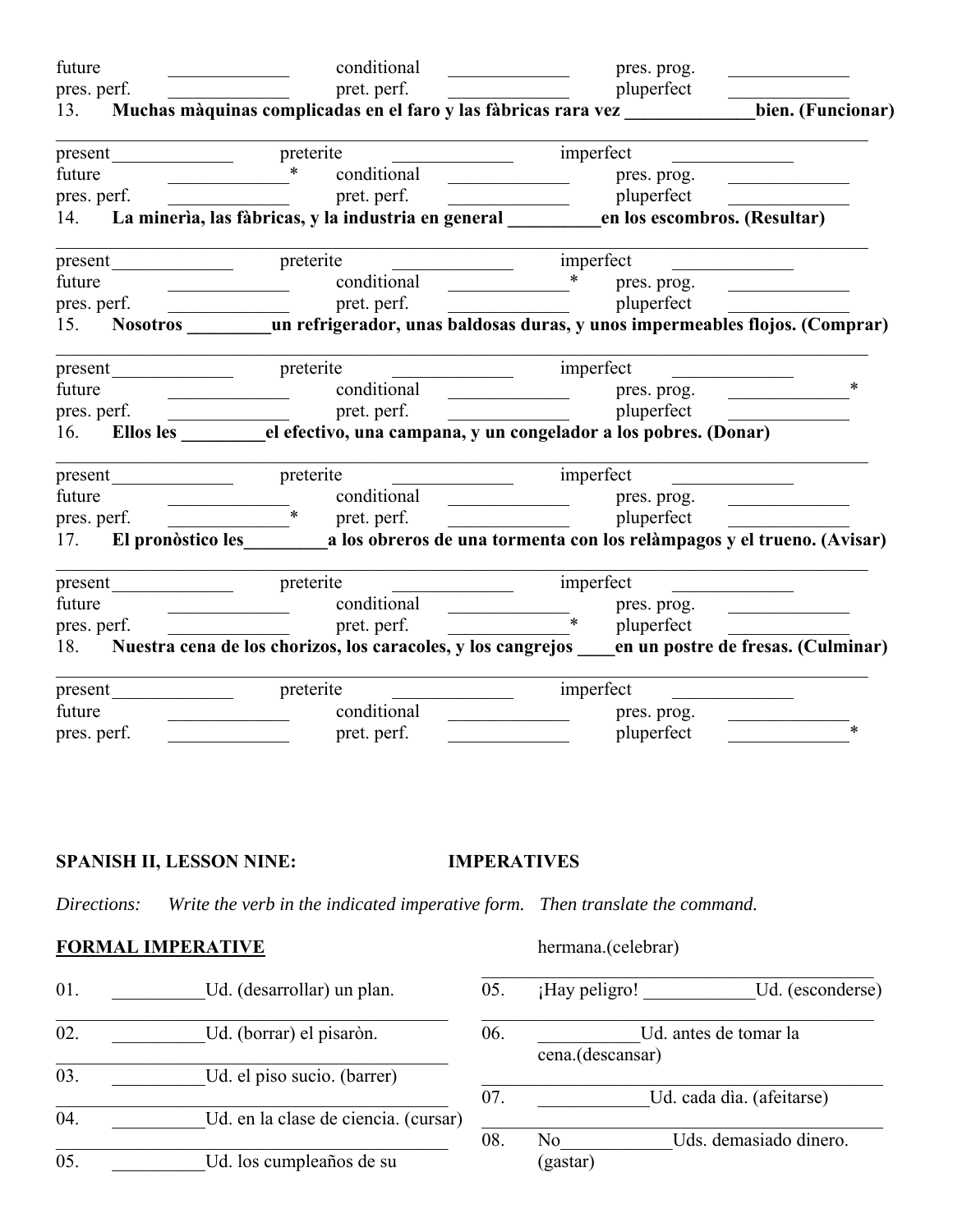future _____________ conditional _____________ pres. prog. _____________
pres. perf. _____________ pret. perf. _____________ pluperfect _____________

13. **Muchas màquinas complicadas en el faro y las fàbricas rara vez ______________bien. (Funcionar)**

_______________________________________________________________________________

present_____________ preterite _____________ imperfect _____________
future _____________* conditional _____________ pres. prog. _____________
pres. perf. _____________ pret. perf. _____________ pluperfect _____________

14. **La minerìa, las fàbricas, y la industria en general __________en los escombros. (Resultar)**

_______________________________________________________________________________

present_____________ preterite _____________ imperfect _____________
future _____________ conditional _____________* pres. prog. _____________
pres. perf. _____________ pret. perf. _____________ pluperfect _____________

15. **Nosotros _________un refrigerador, unas baldosas duras, y unos impermeables flojos. (Comprar)**

_______________________________________________________________________________

present_____________ preterite _____________ imperfect _____________
future _____________ conditional _____________ pres. prog. _____________*
pres. perf. _____________ pret. perf. _____________ pluperfect _____________

16. **Ellos les _________el efectivo, una campana, y un congelador a los pobres. (Donar)**

_______________________________________________________________________________

present_____________ preterite _____________ imperfect _____________
future _____________ conditional _____________ pres. prog. _____________
pres. perf. _____________* pret. perf. _____________ pluperfect _____________

17. **El pronòstico les_________a los obreros de una tormenta con los relàmpagos y el trueno. (Avisar)**

_______________________________________________________________________________

present_____________ preterite _____________ imperfect _____________
future _____________ conditional _____________ pres. prog. _____________
pres. perf. _____________ pret. perf. _____________* pluperfect _____________

18. **Nuestra cena de los chorizos, los caracoles, y los cangrejos ____en un postre de fresas. (Culminar)**

_______________________________________________________________________________

present_____________ preterite _____________ imperfect _____________
future _____________ conditional _____________ pres. prog. _____________
pres. perf. _____________ pret. perf. _____________ pluperfect _____________*

**SPANISH II, LESSON NINE: IMPERATIVES**

*Directions: Write the verb in the indicated imperative form. Then translate the command.*

**FORMAL IMPERATIVE**

01. __________Ud. (desarrollar) un plan.

_______________________________________

02. __________Ud. (borrar) el pisaròn.

_______________________________________

03. __________Ud. el piso sucio. (barrer)

_______________________________________

04. __________Ud. en la clase de ciencia. (cursar)

_______________________________________

05. __________Ud. los cumpleaños de su hermana.(celebrar)

_______________________________________

05. ¡Hay peligro! ____________Ud. (esconderse)

_______________________________________

06. ___________Ud. antes de tomar la cena.(descansar)

_______________________________________

07. ____________Ud. cada dìa. (afeitarse)

_______________________________________

08. No____________Uds. demasiado dinero. (gastar)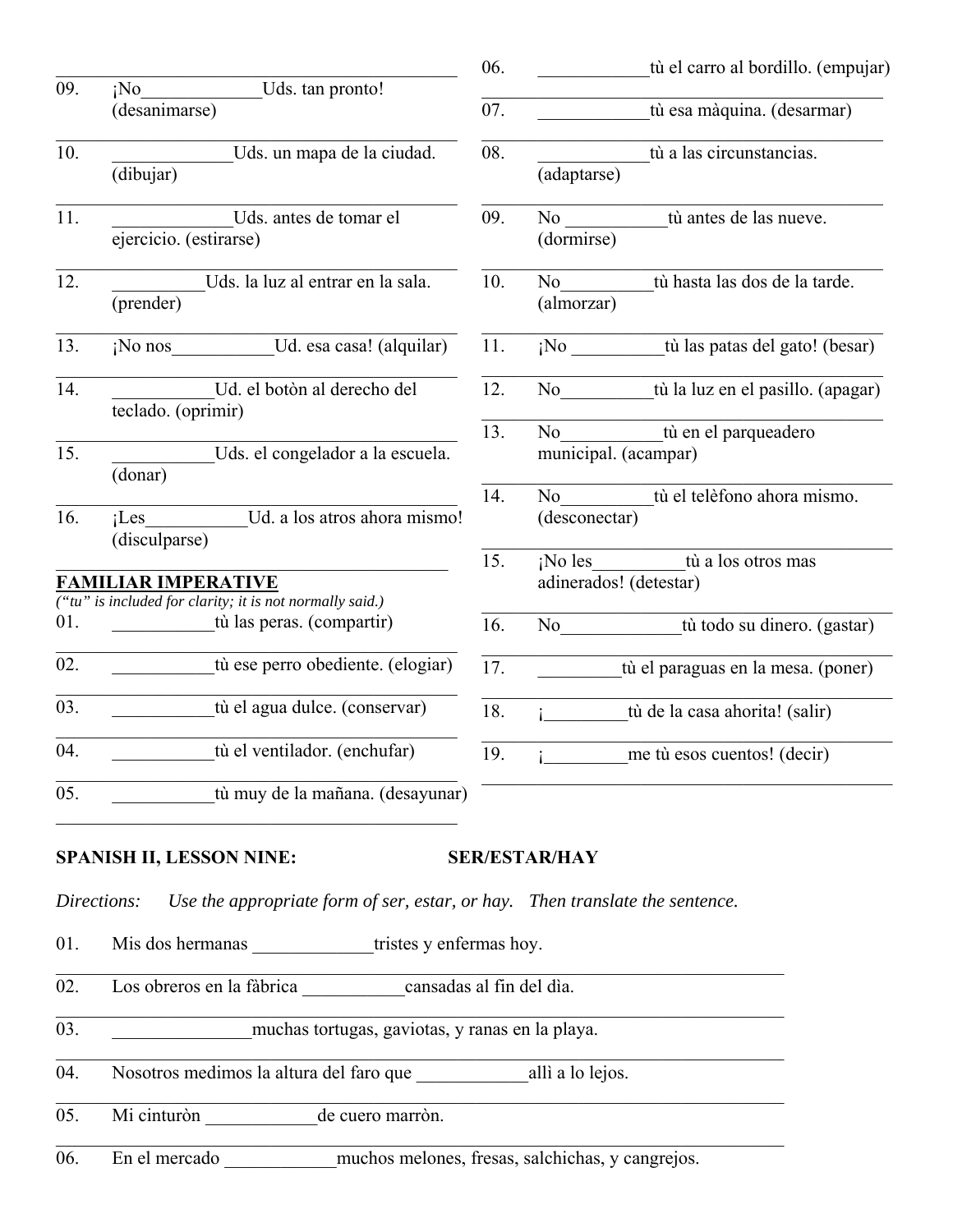09. ¡No_____________Uds. tan pronto! (desanimarse)

10. _____________Uds. un mapa de la ciudad. (dibujar)

11. _____________Uds. antes de tomar el ejercicio. (estirarse)

12. __________Uds. la luz al entrar en la sala. (prender)

13. ¡No nos___________Ud. esa casa! (alquilar)

14. ___________Ud. el botòn al derecho del teclado. (oprimir)

15. ___________Uds. el congelador a la escuela. (donar)

16. ¡Les___________Ud. a los atros ahora mismo! (disculparse)

**FAMILIAR IMPERATIVE**

*("tu" is included for clarity; it is not normally said.)*

01. ___________tù las peras. (compartir)

02. ___________tù ese perro obediente. (elogiar)

03. ___________tù el agua dulce. (conservar)

04. ___________tù el ventilador. (enchufar)

05. ___________tù muy de la mañana. (desayunar)

06. ____________tù el carro al bordillo. (empujar)

07. ____________tù esa màquina. (desarmar)

08. ____________tù a las circunstancias. (adaptarse)

09. No ___________tù antes de las nueve. (dormirse)

10. No__________tù hasta las dos de la tarde. (almorzar)

11. ¡No __________tù las patas del gato! (besar)

12. No__________tù la luz en el pasillo. (apagar)

13. No___________tù en el parqueadero municipal. (acampar)

14. No__________tù el telèfono ahora mismo. (desconectar)

15. ¡No les__________tù a los otros mas adinerados! (detestar)

16. No_____________tù todo su dinero. (gastar)

17. _________tù el paraguas en la mesa. (poner)

18. ¡_________tù de la casa ahorita! (salir)

19. ¡_________me tù esos cuentos! (decir)

**SPANISH II, LESSON NINE: SER/ESTAR/HAY**

*Directions: Use the appropriate form of ser, estar, or hay. Then translate the sentence.*

01. Mis dos hermanas _____________tristes y enfermas hoy.

02. Los obreros en la fàbrica ___________cansadas al fin del dìa.

03. _______________muchas tortugas, gaviotas, y ranas en la playa.

04. Nosotros medimos la altura del faro que ____________allì a lo lejos.

05. Mi cinturòn ____________de cuero marròn.

06. En el mercado ____________muchos melones, fresas, salchichas, y cangrejos.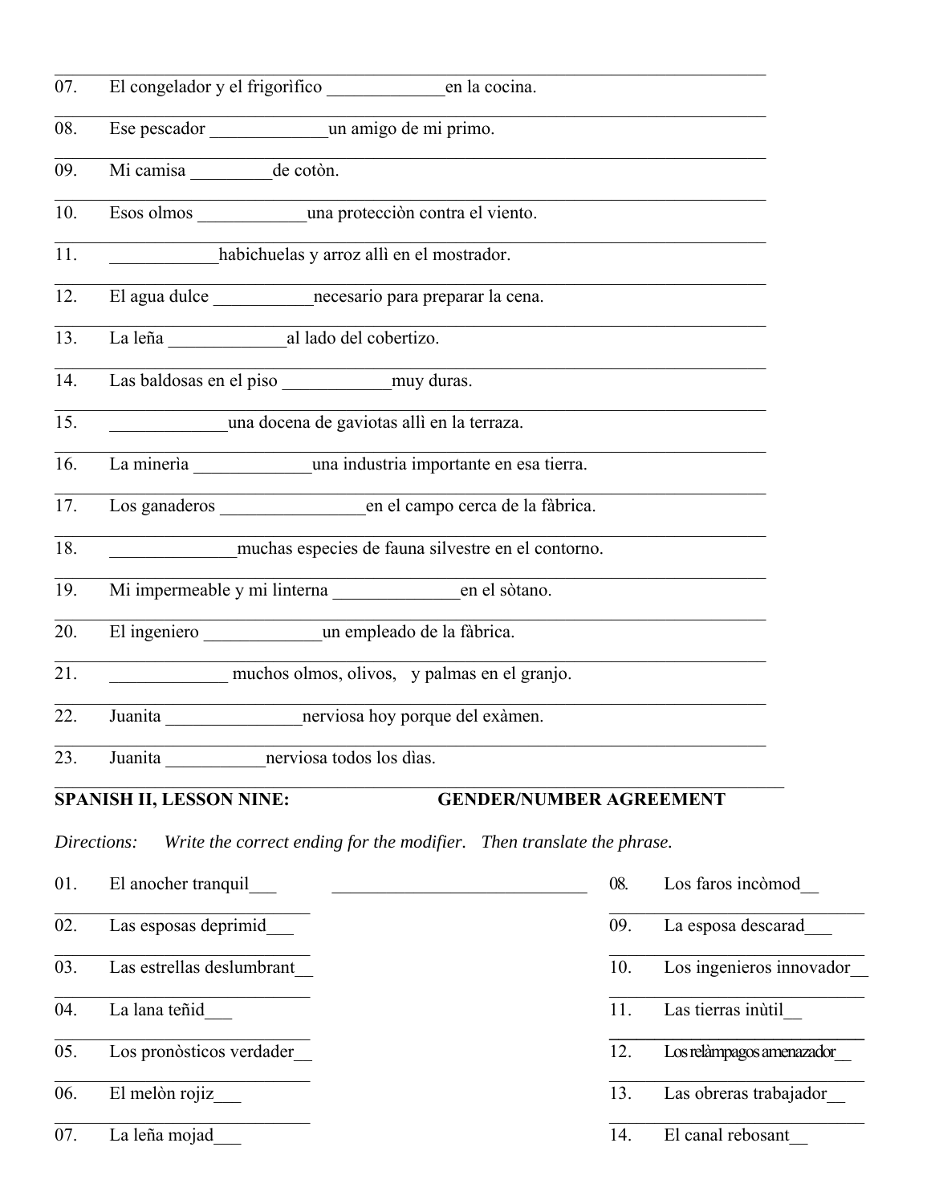07. El congelador y el frigorìfico _____________en la cocina.

08. Ese pescador _____________un amigo de mi primo.

09. Mi camisa _________de cotòn.

10. Esos olmos ____________una protecciòn contra el viento.

11. ____________habichuelas y arroz allì en el mostrador.

12. El agua dulce ___________necesario para preparar la cena.

13. La leña _____________al lado del cobertizo.

14. Las baldosas en el piso ____________muy duras.

15. _____________una docena de gaviotas allì en la terraza.

16. La minerìa _____________una industria importante en esa tierra.

17. Los ganaderos ________________en el campo cerca de la fàbrica.

18. ______________muchas especies de fauna silvestre en el contorno.

19. Mi impermeable y mi linterna ______________en el sòtano.

20. El ingeniero _____________un empleado de la fàbrica.

21. _____________ muchos olmos, olivos, y palmas en el granjo.

22. Juanita _______________nerviosa hoy porque del exàmen.

23. Juanita ___________nerviosa todos los dìas.

**SPANISH II, LESSON NINE: GENDER/NUMBER AGREEMENT**

*Directions: Write the correct ending for the modifier. Then translate the phrase.*

01. El anocher tranquil___ _____________________________

02. Las esposas deprimid___ _____________________________

03. Las estrellas deslumbrant__ _____________________________

04. La lana teñid___ _____________________________

05. Los pronòsticos verdader__ _____________________________

06. El melòn rojiz___ _____________________________

07. La leña mojad___ _____________________________

08. Los faros incòmod__ _____________________________

09. La esposa descarad___ _____________________________

10. Los ingenieros innovador__ _____________________________

11. Las tierras inùtil__ _____________________________

12. Los relàmpagos amenazador__ _____________________________

13. Las obreras trabajador__ _____________________________

14. El canal rebosant__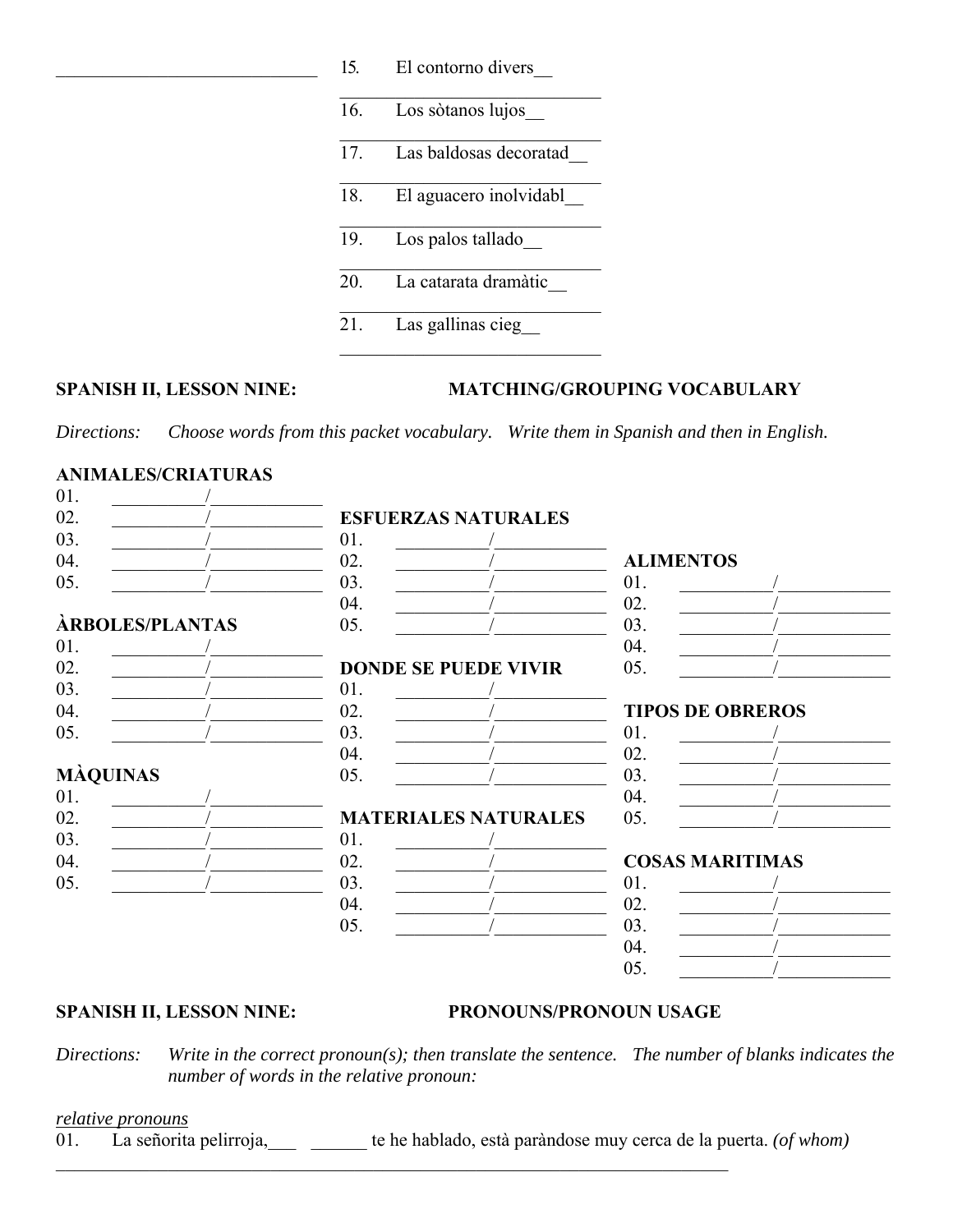______________________________

15. El contorno divers__

______________________________

16. Los sòtanos lujos__

______________________________

17. Las baldosas decoratad__

______________________________

18. El aguacero inolvidabl__

______________________________

19. Los palos tallado__

______________________________

20. La catarata dramàtic__

______________________________

21. Las gallinas cieg__

______________________________

## SPANISH II, LESSON NINE: MATCHING/GROUPING VOCABULARY

*Directions: Choose words from this packet vocabulary. Write them in Spanish and then in English.*

**ANIMALES/CRIATURAS**

01. __________/____________
02. __________/____________
03. __________/____________
04. __________/____________
05. __________/____________

**ÀRBOLES/PLANTAS**

01. __________/____________
02. __________/____________
03. __________/____________
04. __________/____________
05. __________/____________

**MÀQUINAS**

01. __________/____________
02. __________/____________
03. __________/____________
04. __________/____________
05. __________/____________

**ESFUERZAS NATURALES**

01. __________/____________
02. __________/____________
03. __________/____________
04. __________/____________
05. __________/____________

**DONDE SE PUEDE VIVIR**

01. __________/____________
02. __________/____________
03. __________/____________
04. __________/____________
05. __________/____________

**MATERIALES NATURALES**

01. __________/____________
02. __________/____________
03. __________/____________
04. __________/____________
05. __________/____________

**ALIMENTOS**

01. __________/____________
02. __________/____________
03. __________/____________
04. __________/____________
05. __________/____________

**TIPOS DE OBREROS**

01. __________/____________
02. __________/____________
03. __________/____________
04. __________/____________
05. __________/____________

**COSAS MARITIMAS**

01. __________/____________
02. __________/____________
03. __________/____________
04. __________/____________
05. __________/____________

## SPANISH II, LESSON NINE: PRONOUNS/PRONOUN USAGE

*Directions: Write in the correct pronoun(s); then translate the sentence. The number of blanks indicates the number of words in the relative pronoun:*

*relative pronouns*

01. La señorita pelirroja,___ ______ te he hablado, està paràndose muy cerca de la puerta. *(of whom)*

______________________________________________________________________________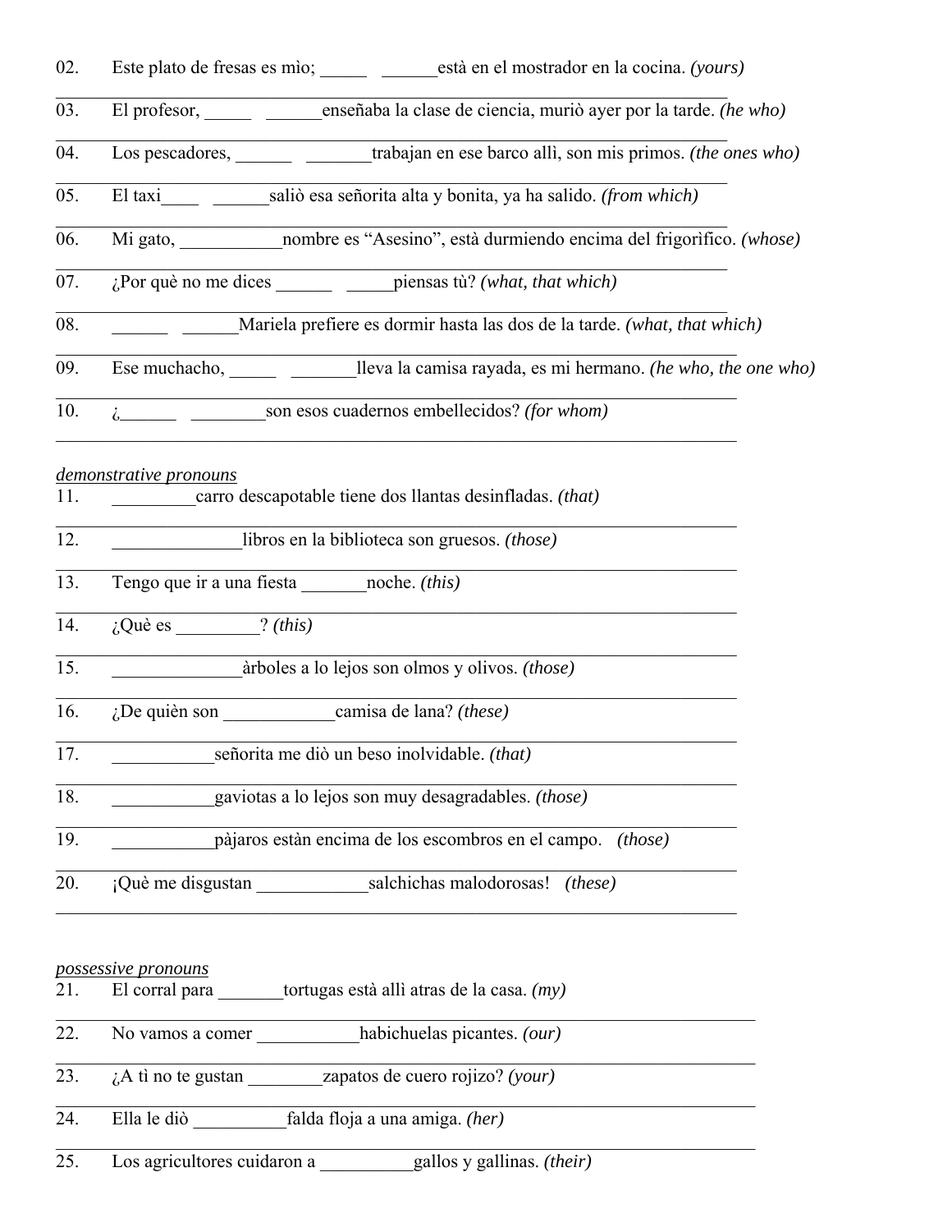02. Este plato de fresas es mìo; _____ ______está en el mostrador en la cocina. *(yours)*

03. El profesor, _____ ______enseñaba la clase de ciencia, muriò ayer por la tarde. *(he who)*

04. Los pescadores, ______ _______trabajan en ese barco allì, son mis primos. *(the ones who)*

05. El taxi____ ______saliò esa señorita alta y bonita, ya ha salido. *(from which)*

06. Mi gato, ___________nombre es "Asesino", està durmiendo encima del frigorìfico. *(whose)*

07. ¿Por què no me dices ______ _____piensas tù? *(what, that which)*

08. ______ ______Mariela prefiere es dormir hasta las dos de la tarde. *(what, that which)*

09. Ese muchacho, _____ _______lleva la camisa rayada, es mi hermano. *(he who, the one who)*

10. ¿______ ________son esos cuadernos embellecidos? *(for whom)*

*demonstrative pronouns*

11. _________carro descapotable tiene dos llantas desinfladas. *(that)*

12. ______________libros en la biblioteca son gruesos. *(those)*

13. Tengo que ir a una fiesta _______noche. *(this)*

14. ¿Què es _________? *(this)*

15. ______________àrboles a lo lejos son olmos y olivos. *(those)*

16. ¿De quièn son ____________camisa de lana? *(these)*

17. ___________señorita me diò un beso inolvidable. *(that)*

18. ___________gaviotas a lo lejos son muy desagradables. *(those)*

19. ___________pàjaros estàn encima de los escombros en el campo. *(those)*

20. ¡Què me disgustan ____________salchichas malodorosas! *(these)*

*possessive pronouns*

21. El corral para _______tortugas està allì atras de la casa. *(my)*

22. No vamos a comer ___________habichuelas picantes. *(our)*

23. ¿A tì no te gustan ________zapatos de cuero rojizo? *(your)*

24. Ella le diò __________falda floja a una amiga. *(her)*

25. Los agricultores cuidaron a __________gallos y gallinas. *(their)*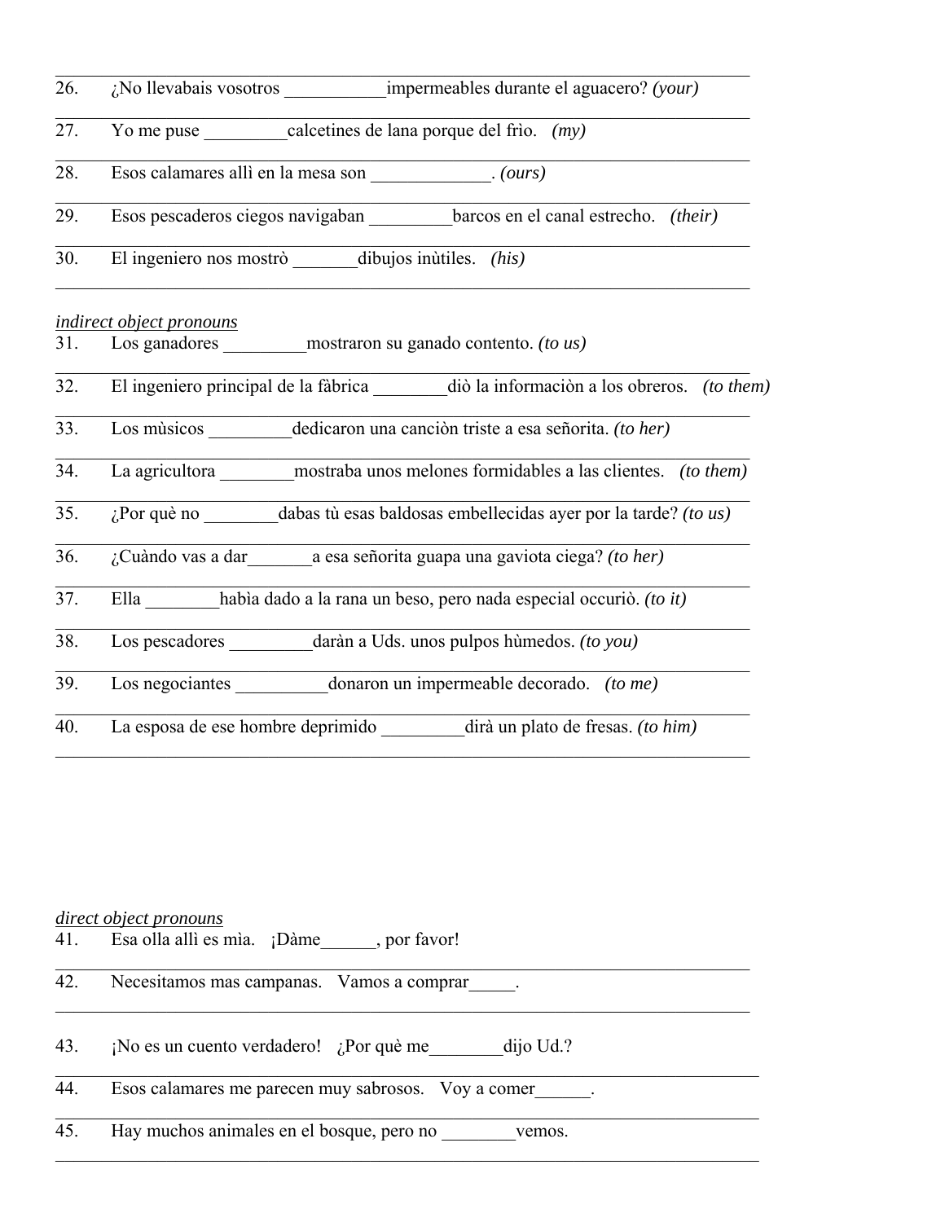26. ¿No llevabais vosotros ___________impermeables durante el aguacero? *(your)*

27. Yo me puse _________calcetines de lana porque del frìo. *(my)*

28. Esos calamares allì en la mesa son _____________. *(ours)*

29. Esos pescaderos ciegos navigaban _________barcos en el canal estrecho. *(their)*

30. El ingeniero nos mostrò _______dibujos inùtiles. *(his)*

*indirect object pronouns*

31. Los ganadores _________mostraron su ganado contento. *(to us)*

32. El ingeniero principal de la fàbrica ________diò la informaciòn a los obreros. *(to them)*

33. Los mùsicos _________dedicaron una canciòn triste a esa señorita. *(to her)*

34. La agricultora ________mostraba unos melones formidables a las clientes. *(to them)*

35. ¿Por què no ________dabas tù esas baldosas embellecidas ayer por la tarde? *(to us)*

36. ¿Cuàndo vas a dar_______a esa señorita guapa una gaviota ciega? *(to her)*

37. Ella ________habìa dado a la rana un beso, pero nada especial occuriò. *(to it)*

38. Los pescadores _________daràn a Uds. unos pulpos hùmedos. *(to you)*

39. Los negociantes __________donaron un impermeable decorado. *(to me)*

40. La esposa de ese hombre deprimido _________dirà un plato de fresas. *(to him)*

*direct object pronouns*

41. Esa olla allì es mìa. ¡Dàme______, por favor!

42. Necesitamos mas campanas. Vamos a comprar_____.

43. ¡No es un cuento verdadero! ¿Por què me________dijo Ud.?

44. Esos calamares me parecen muy sabrosos. Voy a comer______.

45. Hay muchos animales en el bosque, pero no ________vemos.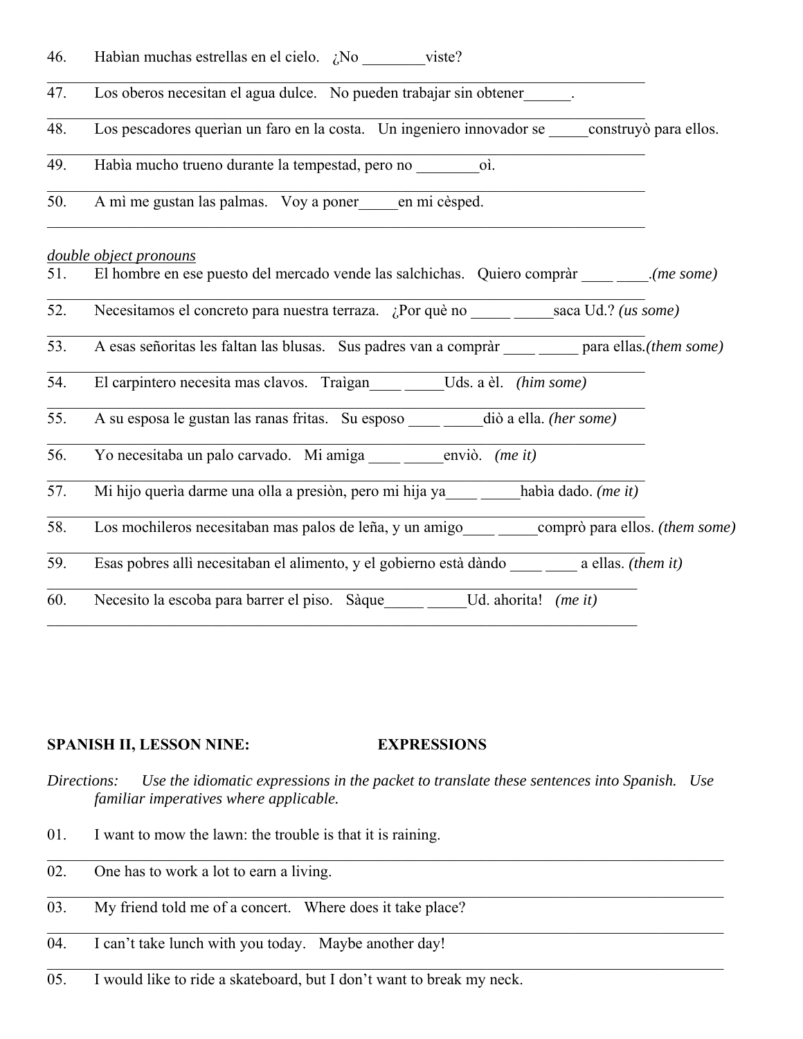46. Habìan muchas estrellas en el cielo. ¿No ________viste?

47. Los oberos necesitan el agua dulce. No pueden trabajar sin obtener______.

48. Los pescadores querìan un faro en la costa. Un ingeniero innovador se _____construyò para ellos.

49. Habìa mucho trueno durante la tempestad, pero no ________oì.

50. A mì me gustan las palmas. Voy a poner_____en mi cèsped.

*double object pronouns*

51. El hombre en ese puesto del mercado vende las salchichas. Quiero compràr ____ ____.*(me some)*

52. Necesitamos el concreto para nuestra terraza. ¿Por què no _____ _____saca Ud.? *(us some)*

53. A esas señoritas les faltan las blusas. Sus padres van a compràr ____ _____ para ellas.*(them some)*

54. El carpintero necesita mas clavos. Traìgan____ _____Uds. a èl. *(him some)*

55. A su esposa le gustan las ranas fritas. Su esposo ____ _____diò a ella. *(her some)*

56. Yo necesitaba un palo carvado. Mi amiga ____ _____enviò. *(me it)*

57. Mi hijo querìa darme una olla a presiòn, pero mi hija ya____ _____habìa dado. *(me it)*

58. Los mochileros necesitaban mas palos de leña, y un amigo____ _____comprò para ellos. *(them some)*

59. Esas pobres allì necesitaban el alimento, y el gobierno està dàndo ____ ____ a ellas. *(them it)*

60. Necesito la escoba para barrer el piso. Sàque_____ _____Ud. ahorita! *(me it)*

**SPANISH II, LESSON NINE: EXPRESSIONS**

*Directions: Use the idiomatic expressions in the packet to translate these sentences into Spanish. Use familiar imperatives where applicable.*

01. I want to mow the lawn: the trouble is that it is raining.

02. One has to work a lot to earn a living.

03. My friend told me of a concert. Where does it take place?

04. I can't take lunch with you today. Maybe another day!

05. I would like to ride a skateboard, but I don't want to break my neck.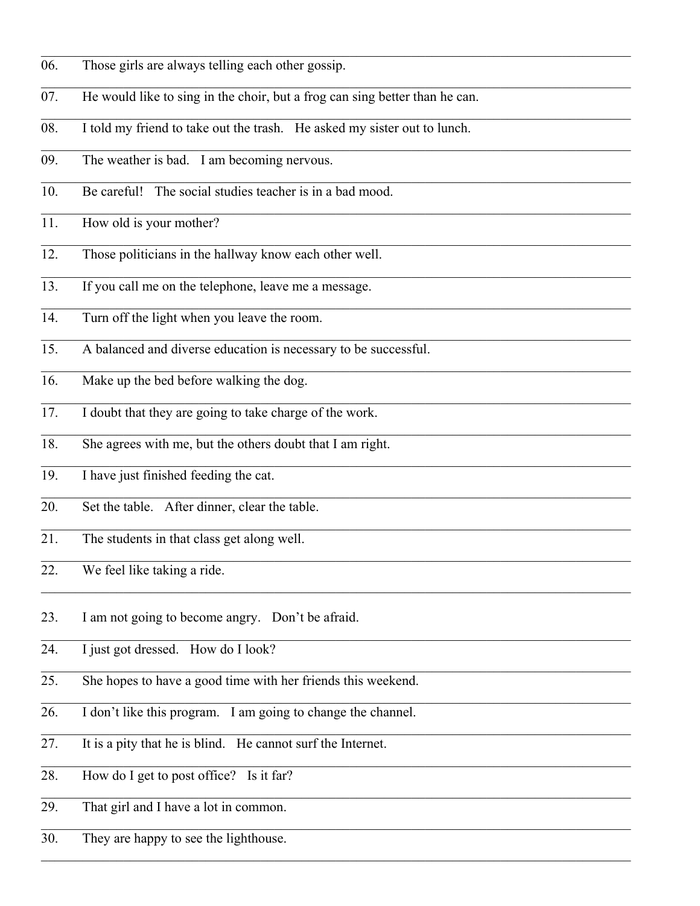06. Those girls are always telling each other gossip.

07. He would like to sing in the choir, but a frog can sing better than he can.

08. I told my friend to take out the trash. He asked my sister out to lunch.

09. The weather is bad. I am becoming nervous.

10. Be careful! The social studies teacher is in a bad mood.

11. How old is your mother?

12. Those politicians in the hallway know each other well.

13. If you call me on the telephone, leave me a message.

14. Turn off the light when you leave the room.

15. A balanced and diverse education is necessary to be successful.

16. Make up the bed before walking the dog.

17. I doubt that they are going to take charge of the work.

18. She agrees with me, but the others doubt that I am right.

19. I have just finished feeding the cat.

20. Set the table. After dinner, clear the table.

21. The students in that class get along well.

22. We feel like taking a ride.

23. I am not going to become angry. Don't be afraid.

24. I just got dressed. How do I look?

25. She hopes to have a good time with her friends this weekend.

26. I don't like this program. I am going to change the channel.

27. It is a pity that he is blind. He cannot surf the Internet.

28. How do I get to post office? Is it far?

29. That girl and I have a lot in common.

30. They are happy to see the lighthouse.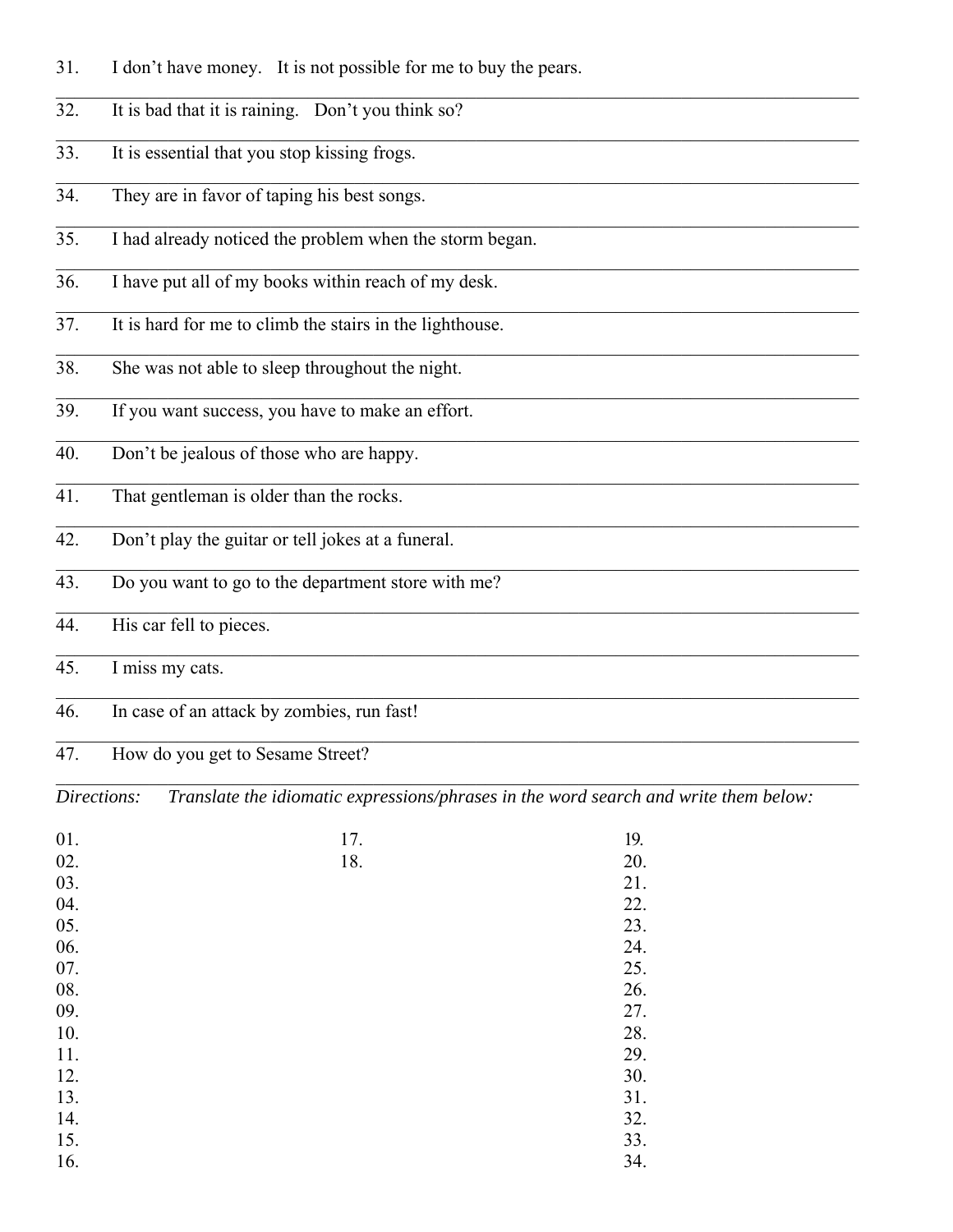31. I don't have money. It is not possible for me to buy the pears.

32. It is bad that it is raining. Don't you think so?

33. It is essential that you stop kissing frogs.

34. They are in favor of taping his best songs.

35. I had already noticed the problem when the storm began.

36. I have put all of my books within reach of my desk.

37. It is hard for me to climb the stairs in the lighthouse.

38. She was not able to sleep throughout the night.

39. If you want success, you have to make an effort.

40. Don't be jealous of those who are happy.

41. That gentleman is older than the rocks.

42. Don't play the guitar or tell jokes at a funeral.

43. Do you want to go to the department store with me?

44. His car fell to pieces.

45. I miss my cats.

46. In case of an attack by zombies, run fast!

47. How do you get to Sesame Street?

*Directions: Translate the idiomatic expressions/phrases in the word search and write them below:*

01.
02.
03.
04.
05.
06.
07.
08.
09.
10.
11.
12.
13.
14.
15.
16.
17.
18.
19.
20.
21.
22.
23.
24.
25.
26.
27.
28.
29.
30.
31.
32.
33.
34.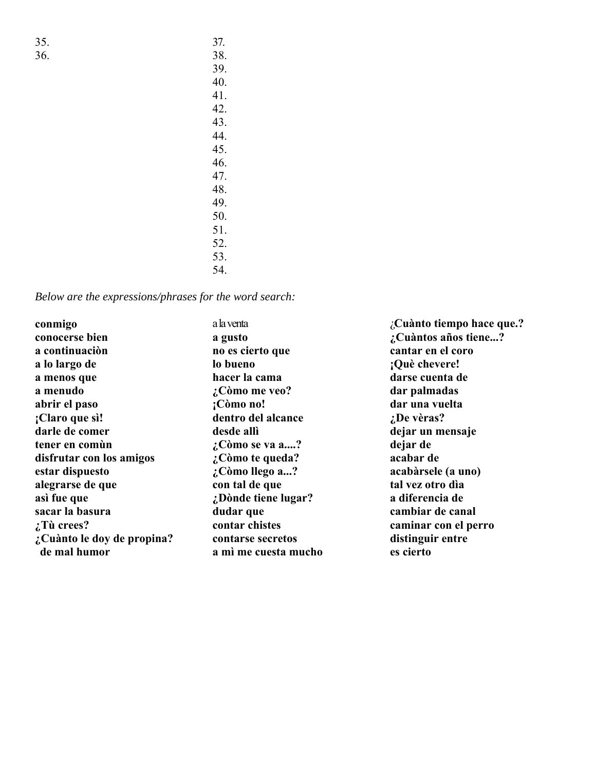35.
36.

37.
38.
39.
40.
41.
42.
43.
44.
45.
46.
47.
48.
49.
50.
51.
52.
53.
54.

*Below are the expressions/phrases for the word search:*

**conmigo**
**conocerse bien**
**a continuaciòn**
**a lo largo de**
**a menos que**
**a menudo**
**abrir el paso**
**¡Claro que sì!**
**darle de comer**
**tener en comùn**
**disfrutar con los amigos**
**estar dispuesto**
**alegrarse de que**
**asì fue que**
**sacar la basura**
**¿Tù crees?**
**¿Cuànto le doy de propina?**
**de mal humor**

a la venta
**a gusto**
**no es cierto que**
**lo bueno**
**hacer la cama**
**¿Còmo me veo?**
**¡Còmo no!**
**dentro del alcance**
**desde allì**
**¿Còmo se va a....?**
**¿Còmo te queda?**
**¿Còmo llego a...?**
**con tal de que**
**¿Dònde tiene lugar?**
**dudar que**
**contar chistes**
**contarse secretos**
**a mì me cuesta mucho**

**¿Cuànto tiempo hace que.?**
**¿Cuàntos años tiene...?**
**cantar en el coro**
**¡Què chevere!**
**darse cuenta de**
**dar palmadas**
**dar una vuelta**
**¿De vèras?**
**dejar un mensaje**
**dejar de**
**acabar de**
**acabàrsele (a uno)**
**tal vez otro dìa**
**a diferencia de**
**cambiar de canal**
**caminar con el perro**
**distinguir entre**
**es cierto**